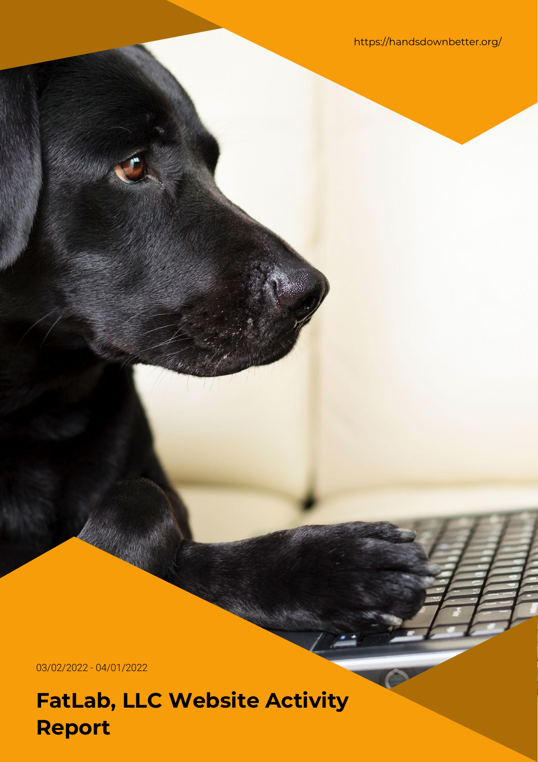https://handsdownbetter.org/

03/02/2022 - 04/01/2022

# FatLab, LLC Website Activity Report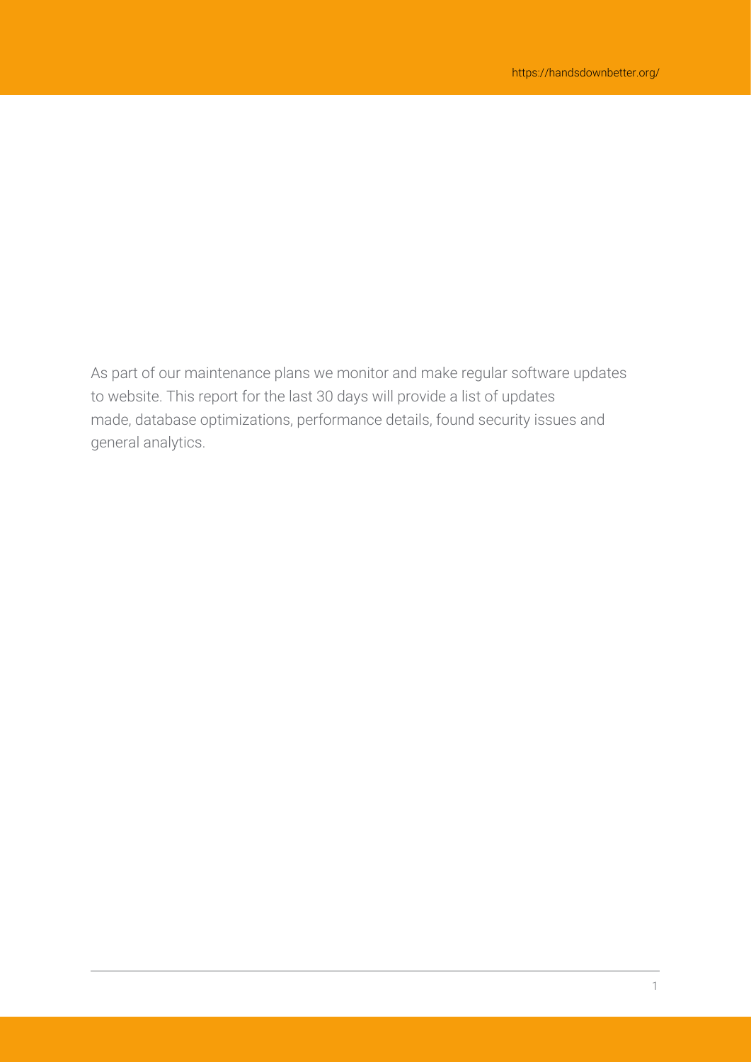As part of our maintenance plans we monitor and make regular software updates to website. This report for the last 30 days will provide a list of updates made, database optimizations, performance details, found security issues and general analytics.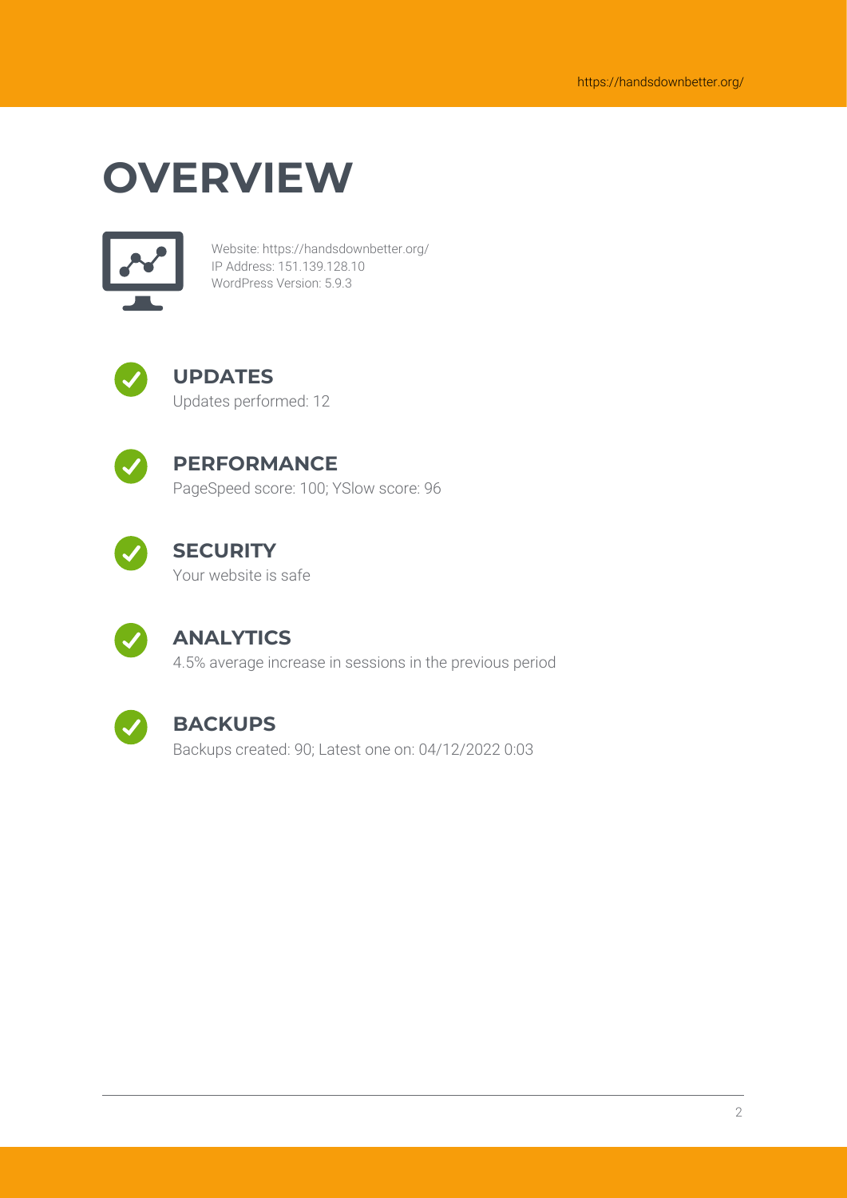# OVERVIEW

Website: https://handsdownbetter.org/
IP Address: 151.139.128.10
WordPress Version: 5.9.3

## UPDATES

Updates performed: 12

## PERFORMANCE

PageSpeed score: 100; YSlow score: 96

## SECURITY

Your website is safe

## ANALYTICS

4.5% average increase in sessions in the previous period

## BACKUPS

Backups created: 90; Latest one on: 04/12/2022 0:03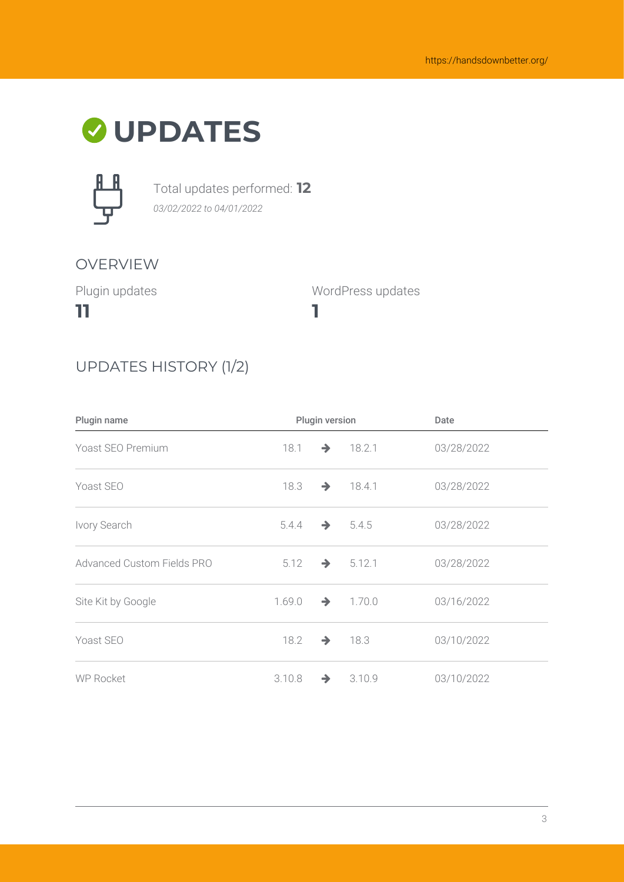# UPDATES

Total updates performed: **12**

*03/02/2022 to 04/01/2022*

## OVERVIEW

Plugin updates
**11**

WordPress updates
**1**

## UPDATES HISTORY (1/2)

| Plugin name | Plugin version | | | Date |
|---|---|---|---|---|
| Yoast SEO Premium | 18.1 | → | 18.2.1 | 03/28/2022 |
| Yoast SEO | 18.3 | → | 18.4.1 | 03/28/2022 |
| Ivory Search | 5.4.4 | → | 5.4.5 | 03/28/2022 |
| Advanced Custom Fields PRO | 5.12 | → | 5.12.1 | 03/28/2022 |
| Site Kit by Google | 1.69.0 | → | 1.70.0 | 03/16/2022 |
| Yoast SEO | 18.2 | → | 18.3 | 03/10/2022 |
| WP Rocket | 3.10.8 | → | 3.10.9 | 03/10/2022 |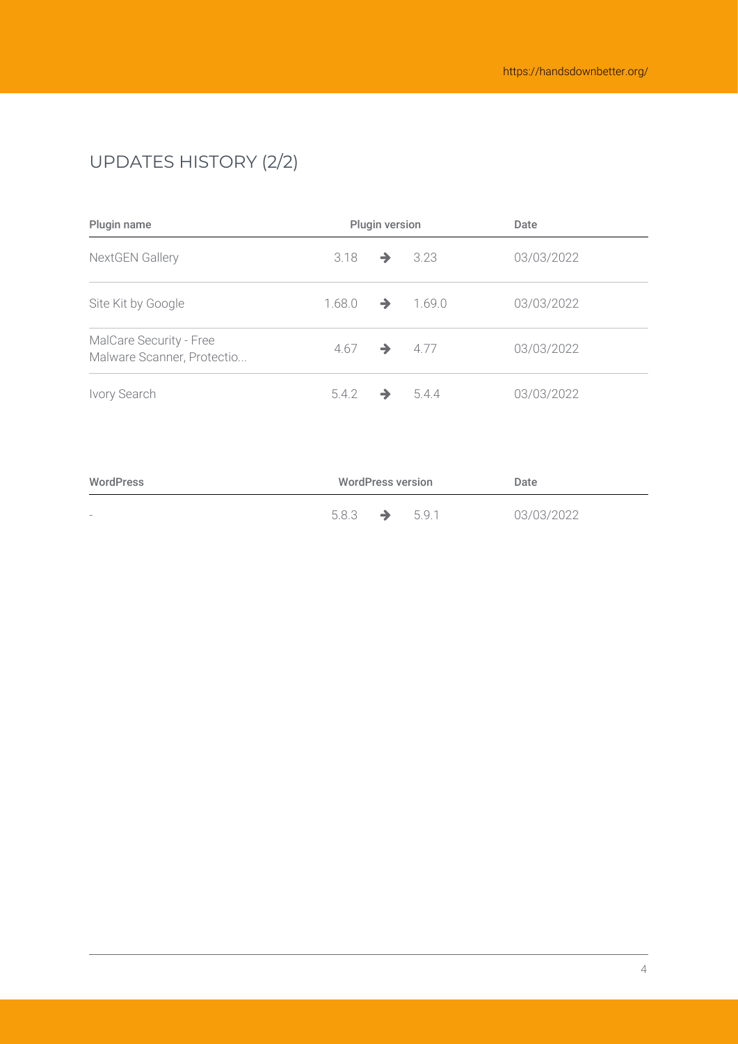## UPDATES HISTORY (2/2)

| Plugin name | Plugin version | Date |
|---|---|---|
| NextGEN Gallery | 3.18 → 3.23 | 03/03/2022 |
| Site Kit by Google | 1.68.0 → 1.69.0 | 03/03/2022 |
| MalCare Security - Free Malware Scanner, Protectio... | 4.67 → 4.77 | 03/03/2022 |
| Ivory Search | 5.4.2 → 5.4.4 | 03/03/2022 |

| WordPress | WordPress version | Date |
|---|---|---|
| - | 5.8.3 → 5.9.1 | 03/03/2022 |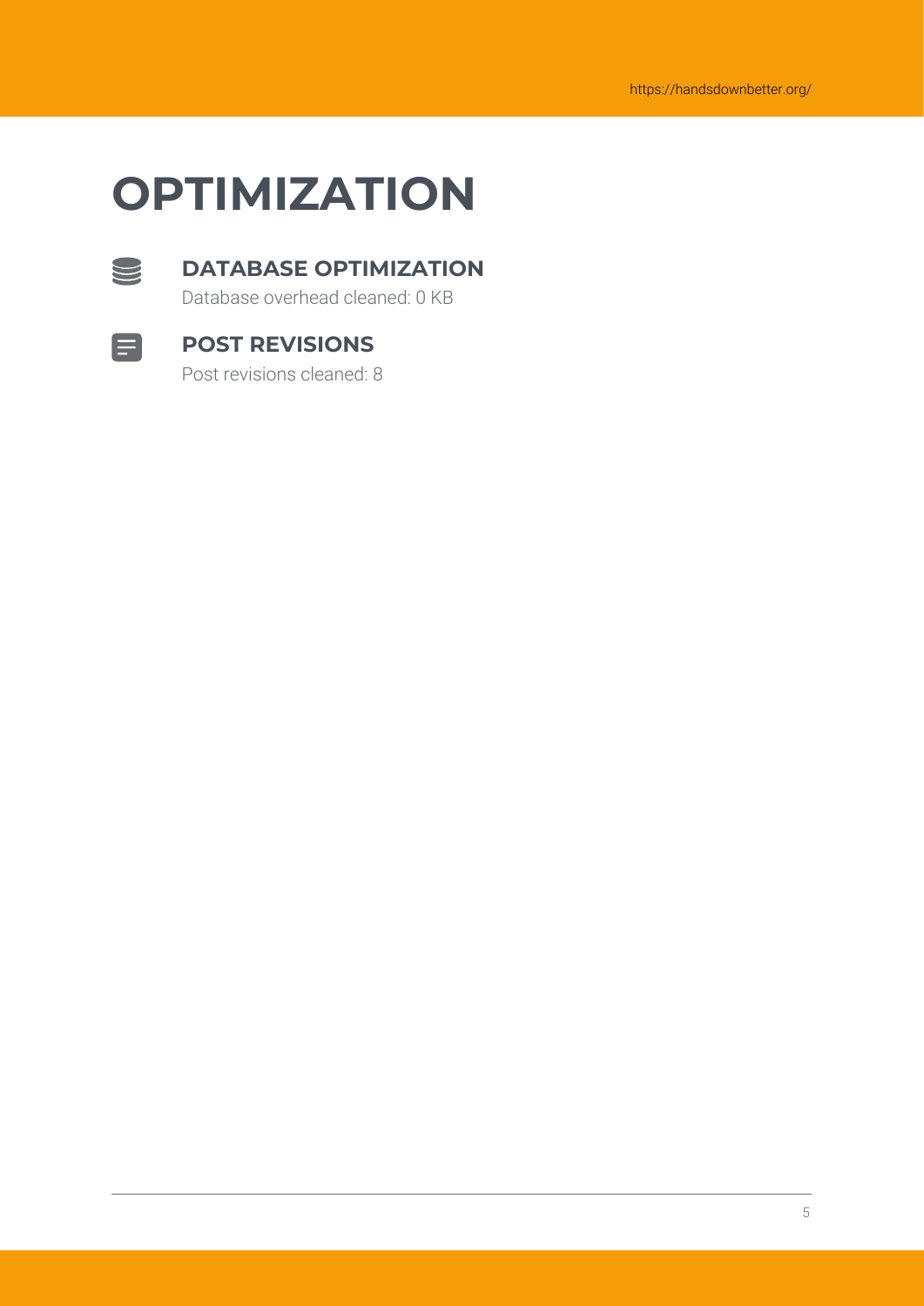# OPTIMIZATION

## DATABASE OPTIMIZATION

Database overhead cleaned: 0 KB

## POST REVISIONS

Post revisions cleaned: 8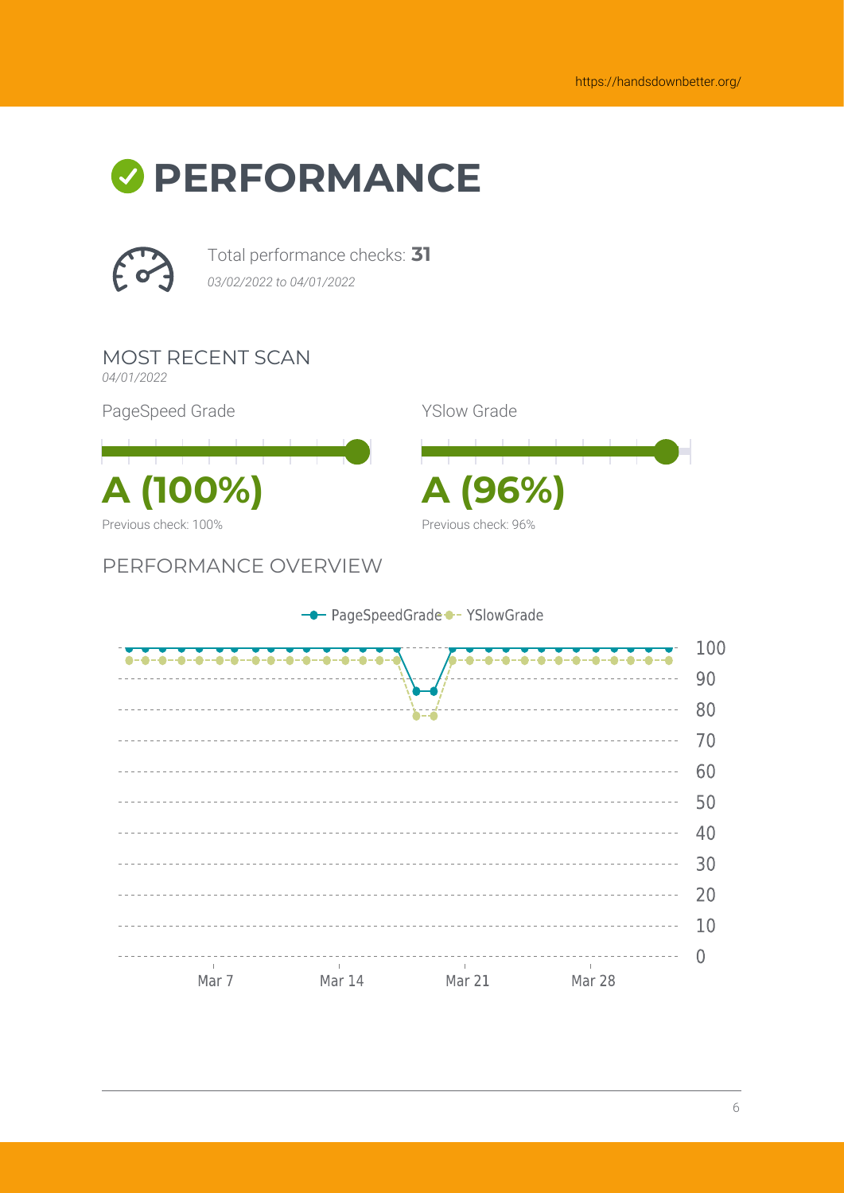# PERFORMANCE

Total performance checks: **31**

*03/02/2022 to 04/01/2022*

## MOST RECENT SCAN

*04/01/2022*

PageSpeed Grade

**A (100%)**

Previous check: 100%

YSlow Grade

**A (96%)**

Previous check: 96%

## PERFORMANCE OVERVIEW

PageSpeedGrade YSlowGrade

100
90
80
70
60
50
40
30
20
10
0

Mar 7 Mar 14 Mar 21 Mar 28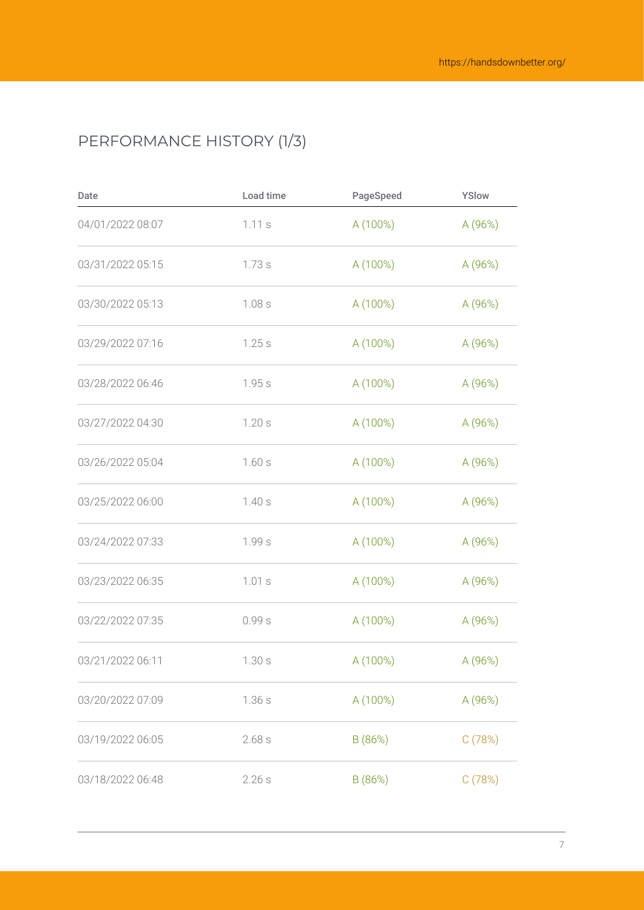# PERFORMANCE HISTORY (1/3)

| Date | Load time | PageSpeed | YSlow |
| --- | --- | --- | --- |
| 04/01/2022 08:07 | 1.11 s | A (100%) | A (96%) |
| 03/31/2022 05:15 | 1.73 s | A (100%) | A (96%) |
| 03/30/2022 05:13 | 1.08 s | A (100%) | A (96%) |
| 03/29/2022 07:16 | 1.25 s | A (100%) | A (96%) |
| 03/28/2022 06:46 | 1.95 s | A (100%) | A (96%) |
| 03/27/2022 04:30 | 1.20 s | A (100%) | A (96%) |
| 03/26/2022 05:04 | 1.60 s | A (100%) | A (96%) |
| 03/25/2022 06:00 | 1.40 s | A (100%) | A (96%) |
| 03/24/2022 07:33 | 1.99 s | A (100%) | A (96%) |
| 03/23/2022 06:35 | 1.01 s | A (100%) | A (96%) |
| 03/22/2022 07:35 | 0.99 s | A (100%) | A (96%) |
| 03/21/2022 06:11 | 1.30 s | A (100%) | A (96%) |
| 03/20/2022 07:09 | 1.36 s | A (100%) | A (96%) |
| 03/19/2022 06:05 | 2.68 s | B (86%) | C (78%) |
| 03/18/2022 06:48 | 2.26 s | B (86%) | C (78%) |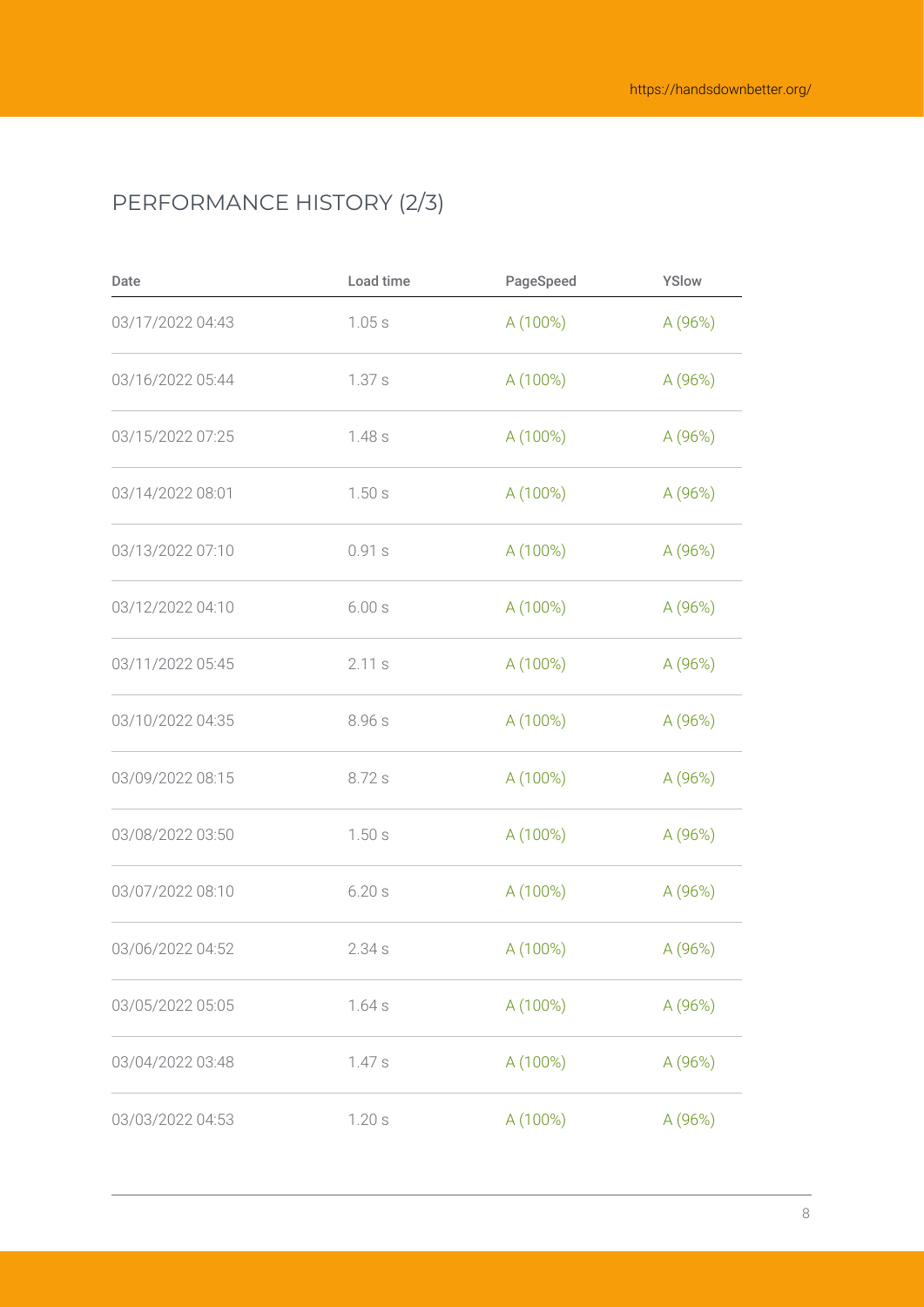## PERFORMANCE HISTORY (2/3)

| Date | Load time | PageSpeed | YSlow |
| --- | --- | --- | --- |
| 03/17/2022 04:43 | 1.05 s | A (100%) | A (96%) |
| 03/16/2022 05:44 | 1.37 s | A (100%) | A (96%) |
| 03/15/2022 07:25 | 1.48 s | A (100%) | A (96%) |
| 03/14/2022 08:01 | 1.50 s | A (100%) | A (96%) |
| 03/13/2022 07:10 | 0.91 s | A (100%) | A (96%) |
| 03/12/2022 04:10 | 6.00 s | A (100%) | A (96%) |
| 03/11/2022 05:45 | 2.11 s | A (100%) | A (96%) |
| 03/10/2022 04:35 | 8.96 s | A (100%) | A (96%) |
| 03/09/2022 08:15 | 8.72 s | A (100%) | A (96%) |
| 03/08/2022 03:50 | 1.50 s | A (100%) | A (96%) |
| 03/07/2022 08:10 | 6.20 s | A (100%) | A (96%) |
| 03/06/2022 04:52 | 2.34 s | A (100%) | A (96%) |
| 03/05/2022 05:05 | 1.64 s | A (100%) | A (96%) |
| 03/04/2022 03:48 | 1.47 s | A (100%) | A (96%) |
| 03/03/2022 04:53 | 1.20 s | A (100%) | A (96%) |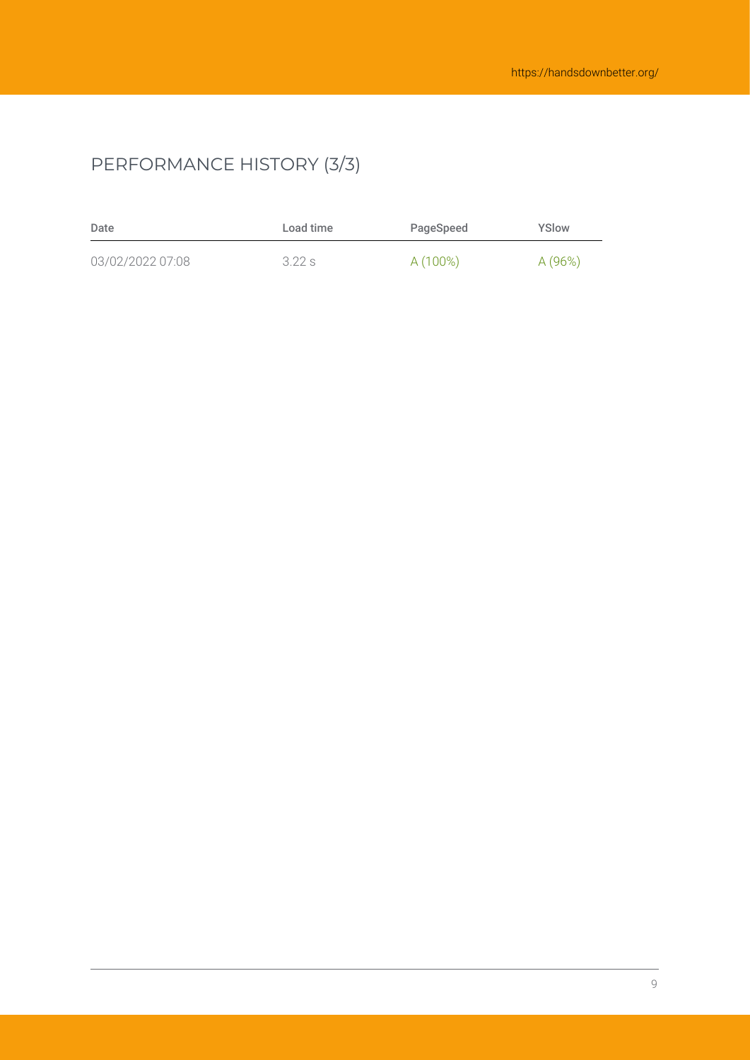## PERFORMANCE HISTORY (3/3)

| Date | Load time | PageSpeed | YSlow |
| --- | --- | --- | --- |
| 03/02/2022 07:08 | 3.22 s | A (100%) | A (96%) |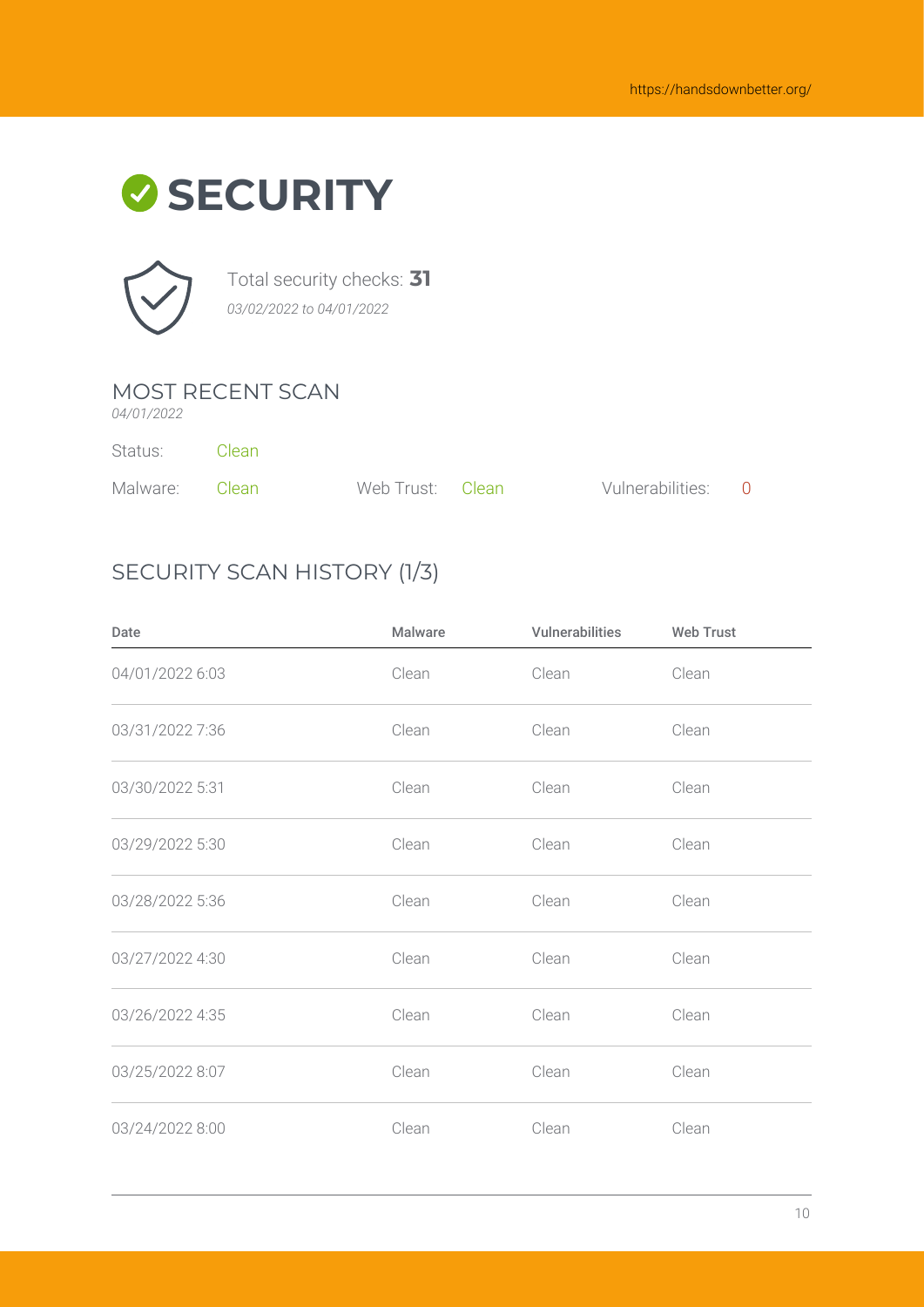# SECURITY

Total security checks: **31**

*03/02/2022 to 04/01/2022*

## MOST RECENT SCAN

*04/01/2022*

Status: Clean

Malware: Clean | Web Trust: Clean | Vulnerabilities: 0

## SECURITY SCAN HISTORY (1/3)

| Date | Malware | Vulnerabilities | Web Trust |
|---|---|---|---|
| 04/01/2022 6:03 | Clean | Clean | Clean |
| 03/31/2022 7:36 | Clean | Clean | Clean |
| 03/30/2022 5:31 | Clean | Clean | Clean |
| 03/29/2022 5:30 | Clean | Clean | Clean |
| 03/28/2022 5:36 | Clean | Clean | Clean |
| 03/27/2022 4:30 | Clean | Clean | Clean |
| 03/26/2022 4:35 | Clean | Clean | Clean |
| 03/25/2022 8:07 | Clean | Clean | Clean |
| 03/24/2022 8:00 | Clean | Clean | Clean |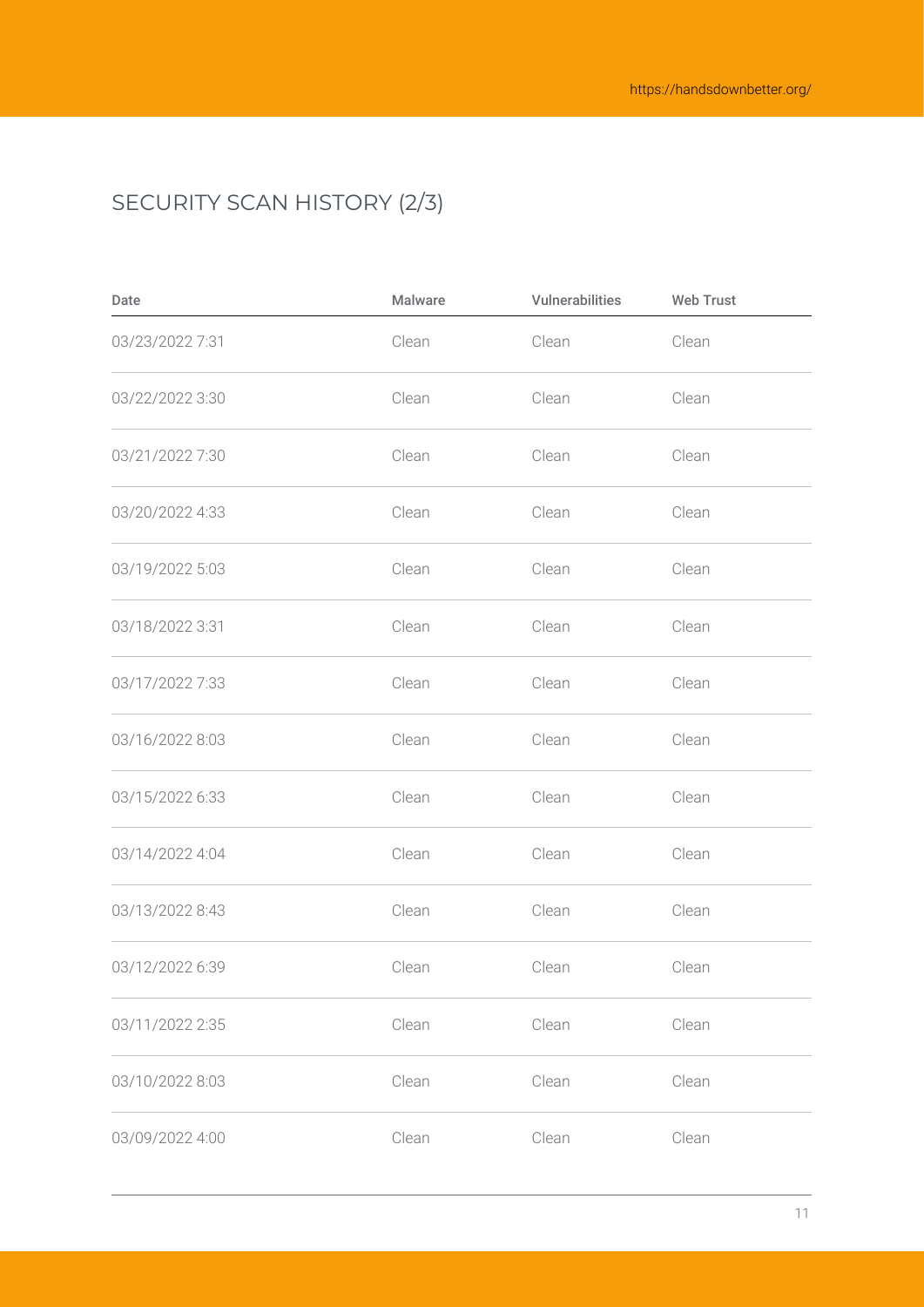## SECURITY SCAN HISTORY (2/3)

| Date | Malware | Vulnerabilities | Web Trust |
|---|---|---|---|
| 03/23/2022 7:31 | Clean | Clean | Clean |
| 03/22/2022 3:30 | Clean | Clean | Clean |
| 03/21/2022 7:30 | Clean | Clean | Clean |
| 03/20/2022 4:33 | Clean | Clean | Clean |
| 03/19/2022 5:03 | Clean | Clean | Clean |
| 03/18/2022 3:31 | Clean | Clean | Clean |
| 03/17/2022 7:33 | Clean | Clean | Clean |
| 03/16/2022 8:03 | Clean | Clean | Clean |
| 03/15/2022 6:33 | Clean | Clean | Clean |
| 03/14/2022 4:04 | Clean | Clean | Clean |
| 03/13/2022 8:43 | Clean | Clean | Clean |
| 03/12/2022 6:39 | Clean | Clean | Clean |
| 03/11/2022 2:35 | Clean | Clean | Clean |
| 03/10/2022 8:03 | Clean | Clean | Clean |
| 03/09/2022 4:00 | Clean | Clean | Clean |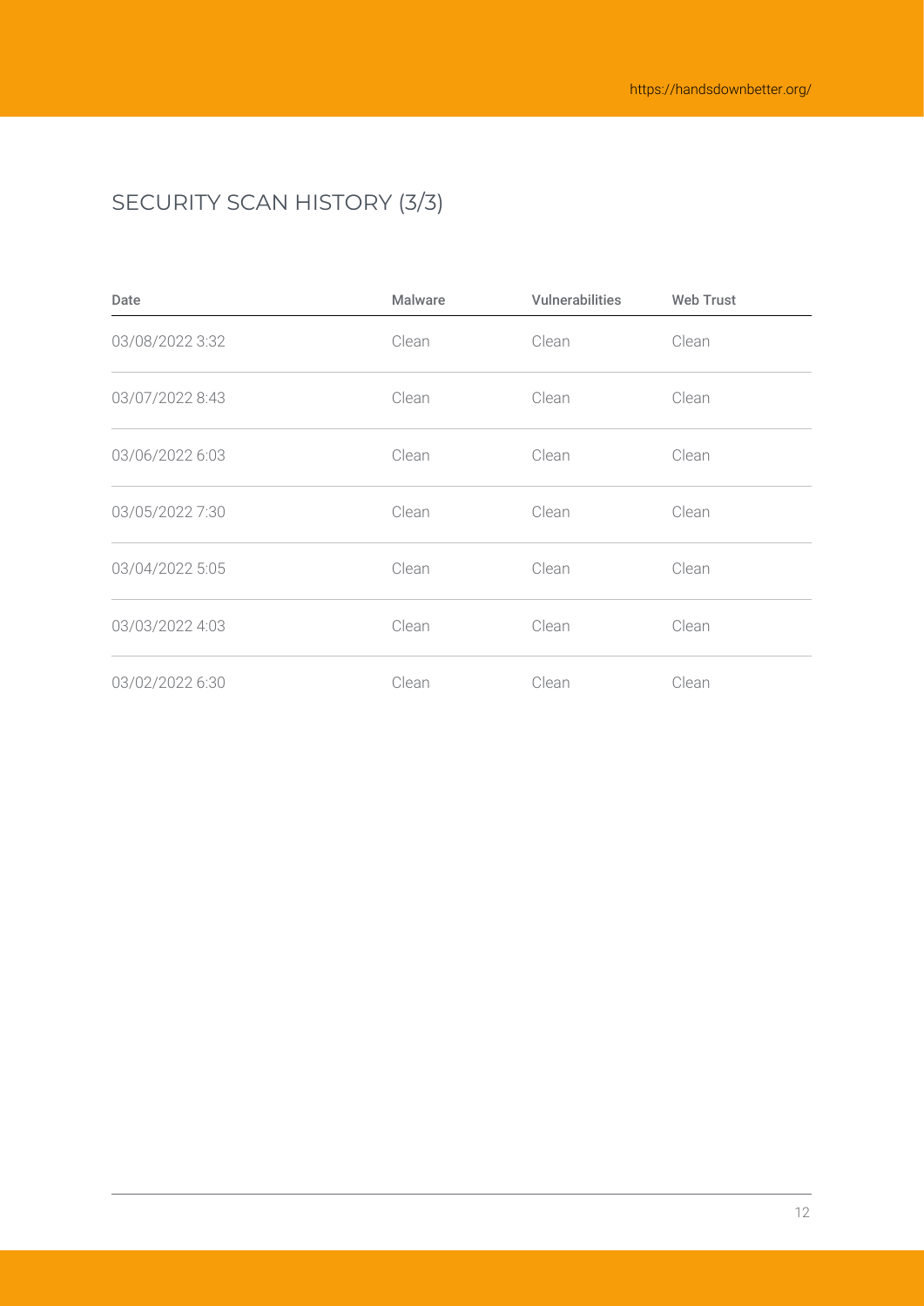## SECURITY SCAN HISTORY (3/3)

| Date | Malware | Vulnerabilities | Web Trust |
| --- | --- | --- | --- |
| 03/08/2022 3:32 | Clean | Clean | Clean |
| 03/07/2022 8:43 | Clean | Clean | Clean |
| 03/06/2022 6:03 | Clean | Clean | Clean |
| 03/05/2022 7:30 | Clean | Clean | Clean |
| 03/04/2022 5:05 | Clean | Clean | Clean |
| 03/03/2022 4:03 | Clean | Clean | Clean |
| 03/02/2022 6:30 | Clean | Clean | Clean |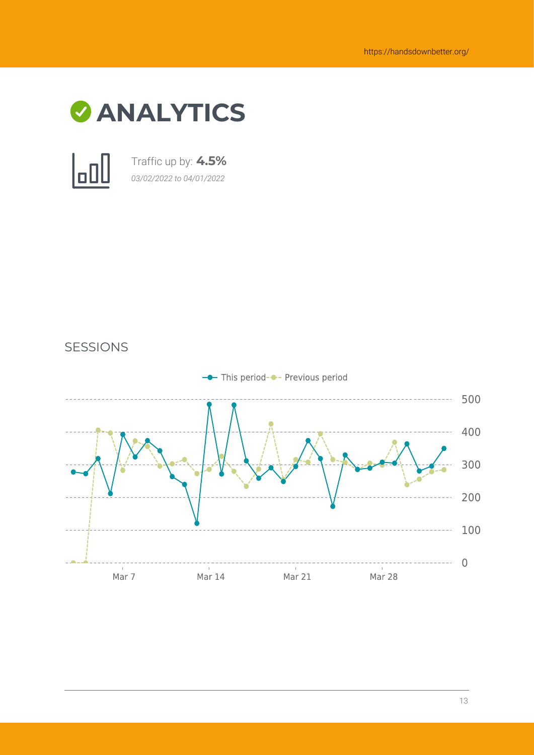# ANALYTICS

Traffic up by: **4.5%**

*03/02/2022 to 04/01/2022*

SESSIONS

This period — Previous period

500

400

300

200

100

0

Mar 7 Mar 14 Mar 21 Mar 28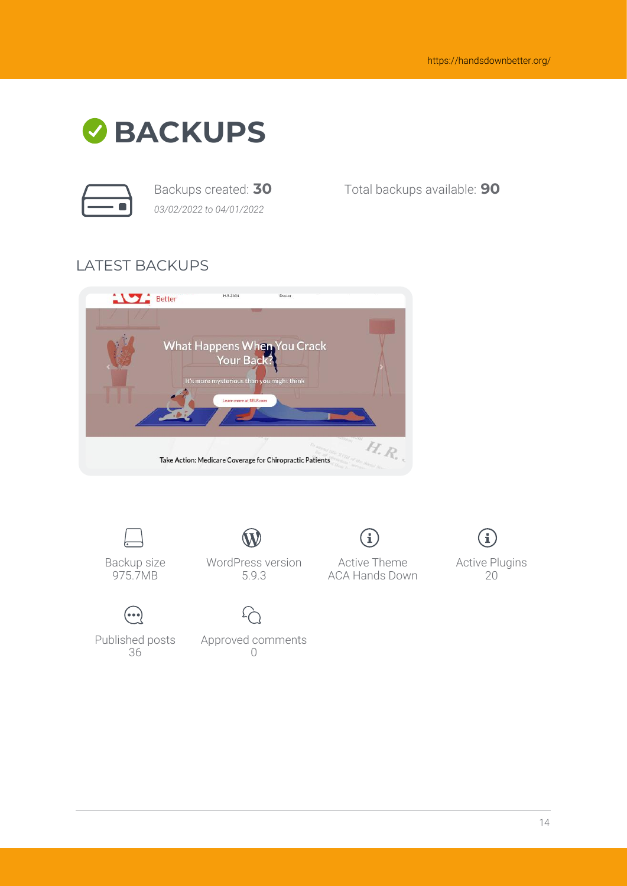# BACKUPS

Backups created: **30**
*03/02/2022 to 04/01/2022*

Total backups available: **90**

## LATEST BACKUPS

Backup size
975.7MB

WordPress version
5.9.3

Active Theme
ACA Hands Down

Active Plugins
20

Published posts
36

Approved comments
0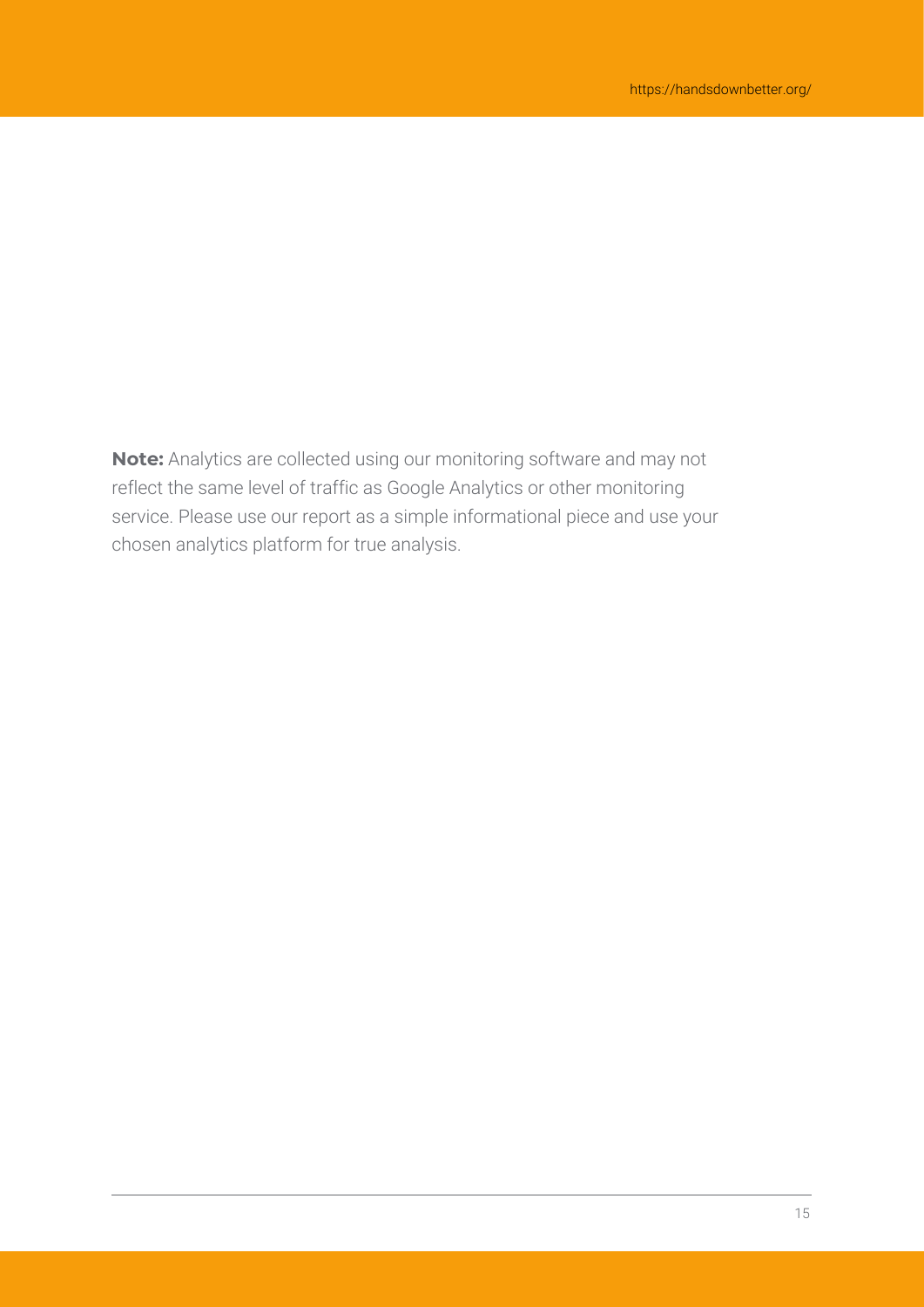**Note:** Analytics are collected using our monitoring software and may not reflect the same level of traffic as Google Analytics or other monitoring service. Please use our report as a simple informational piece and use your chosen analytics platform for true analysis.